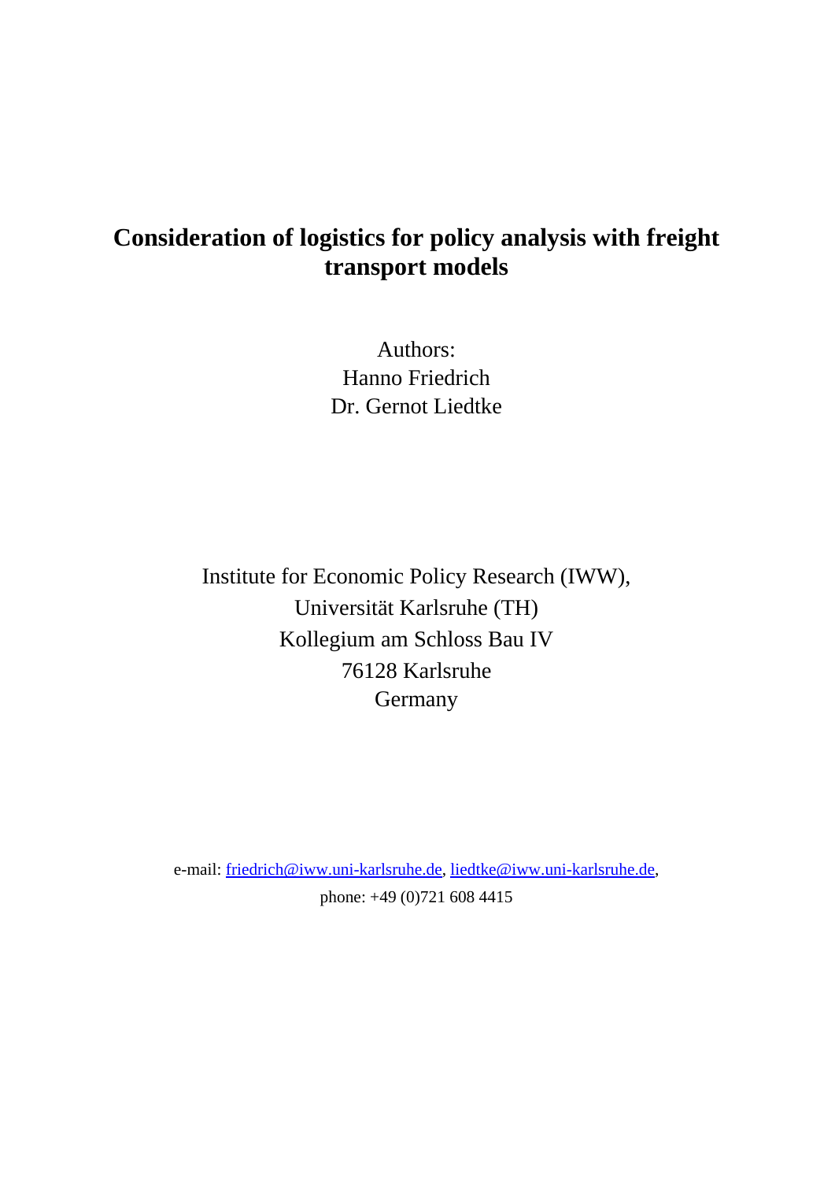# Consideration of logistics for policy analysis with freight transport models

Authors:
Hanno Friedrich
Dr. Gernot Liedtke

Institute for Economic Policy Research (IWW),
Universität Karlsruhe (TH)
Kollegium am Schloss Bau IV
76128 Karlsruhe
Germany

e-mail: friedrich@iww.uni-karlsruhe.de, liedtke@iww.uni-karlsruhe.de,
phone: +49 (0)721 608 4415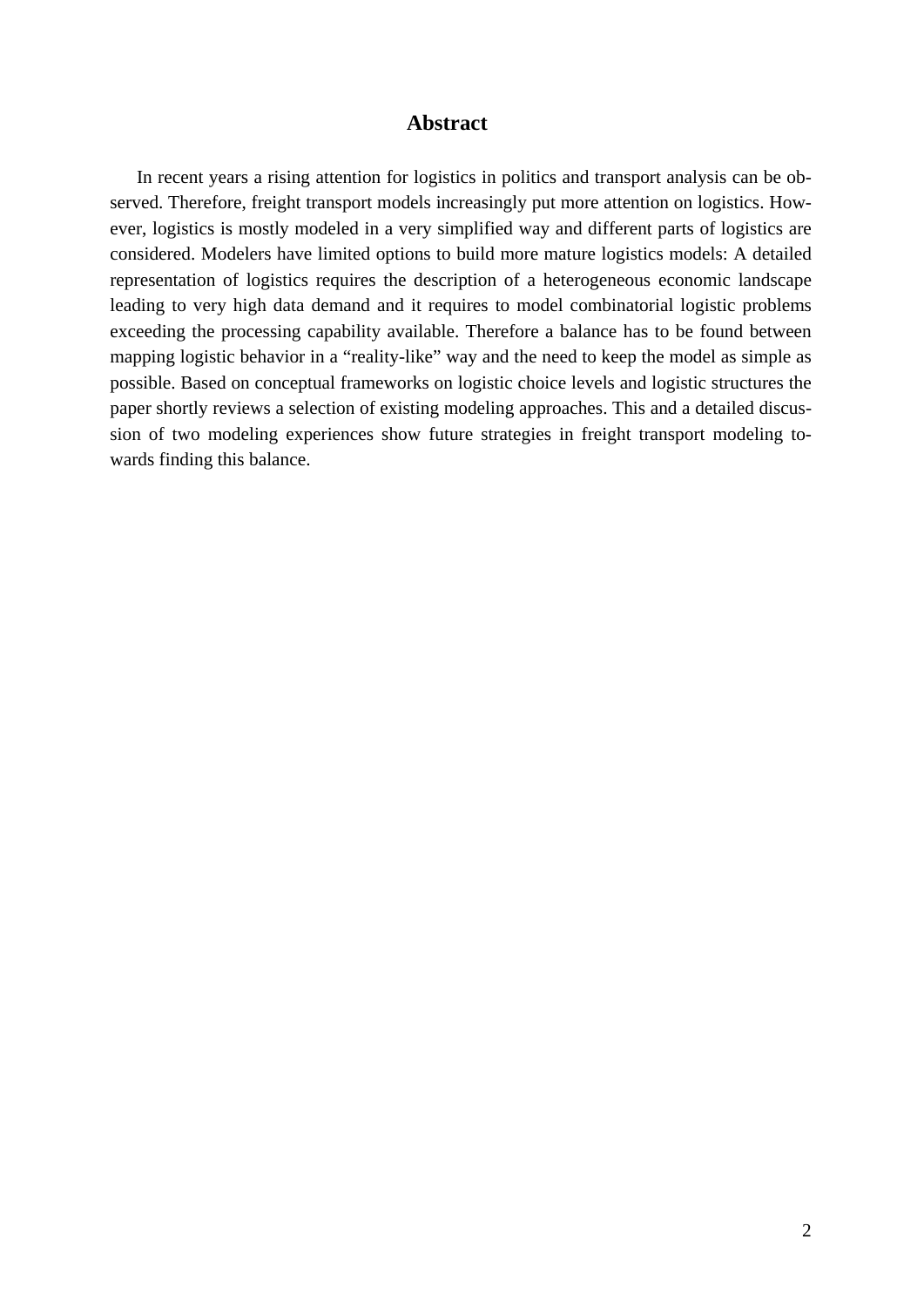## Abstract

In recent years a rising attention for logistics in politics and transport analysis can be observed. Therefore, freight transport models increasingly put more attention on logistics. However, logistics is mostly modeled in a very simplified way and different parts of logistics are considered. Modelers have limited options to build more mature logistics models: A detailed representation of logistics requires the description of a heterogeneous economic landscape leading to very high data demand and it requires to model combinatorial logistic problems exceeding the processing capability available. Therefore a balance has to be found between mapping logistic behavior in a "reality-like" way and the need to keep the model as simple as possible. Based on conceptual frameworks on logistic choice levels and logistic structures the paper shortly reviews a selection of existing modeling approaches. This and a detailed discussion of two modeling experiences show future strategies in freight transport modeling towards finding this balance.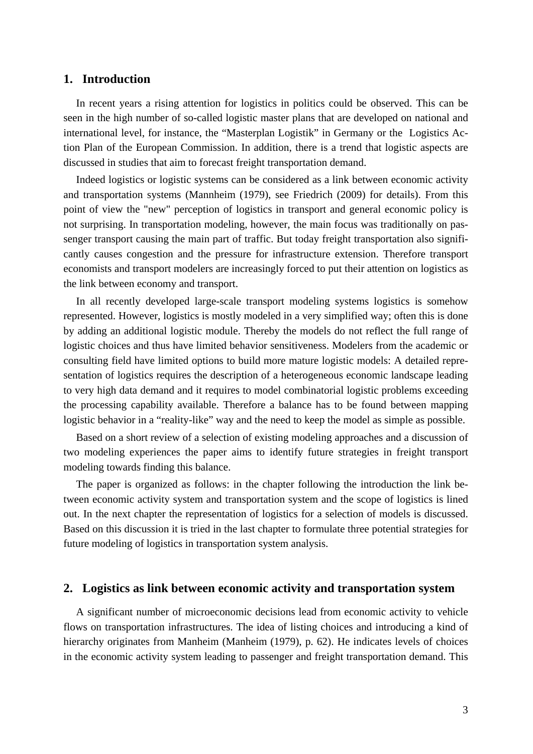## 1. Introduction

In recent years a rising attention for logistics in politics could be observed. This can be seen in the high number of so-called logistic master plans that are developed on national and international level, for instance, the “Masterplan Logistik” in Germany or the Logistics Action Plan of the European Commission. In addition, there is a trend that logistic aspects are discussed in studies that aim to forecast freight transportation demand.

Indeed logistics or logistic systems can be considered as a link between economic activity and transportation systems (Mannheim (1979), see Friedrich (2009) for details). From this point of view the "new" perception of logistics in transport and general economic policy is not surprising. In transportation modeling, however, the main focus was traditionally on passenger transport causing the main part of traffic. But today freight transportation also significantly causes congestion and the pressure for infrastructure extension. Therefore transport economists and transport modelers are increasingly forced to put their attention on logistics as the link between economy and transport.

In all recently developed large-scale transport modeling systems logistics is somehow represented. However, logistics is mostly modeled in a very simplified way; often this is done by adding an additional logistic module. Thereby the models do not reflect the full range of logistic choices and thus have limited behavior sensitiveness. Modelers from the academic or consulting field have limited options to build more mature logistic models: A detailed representation of logistics requires the description of a heterogeneous economic landscape leading to very high data demand and it requires to model combinatorial logistic problems exceeding the processing capability available. Therefore a balance has to be found between mapping logistic behavior in a “reality-like” way and the need to keep the model as simple as possible.

Based on a short review of a selection of existing modeling approaches and a discussion of two modeling experiences the paper aims to identify future strategies in freight transport modeling towards finding this balance.

The paper is organized as follows: in the chapter following the introduction the link between economic activity system and transportation system and the scope of logistics is lined out. In the next chapter the representation of logistics for a selection of models is discussed. Based on this discussion it is tried in the last chapter to formulate three potential strategies for future modeling of logistics in transportation system analysis.

## 2. Logistics as link between economic activity and transportation system

A significant number of microeconomic decisions lead from economic activity to vehicle flows on transportation infrastructures. The idea of listing choices and introducing a kind of hierarchy originates from Manheim (Manheim (1979), p. 62). He indicates levels of choices in the economic activity system leading to passenger and freight transportation demand. This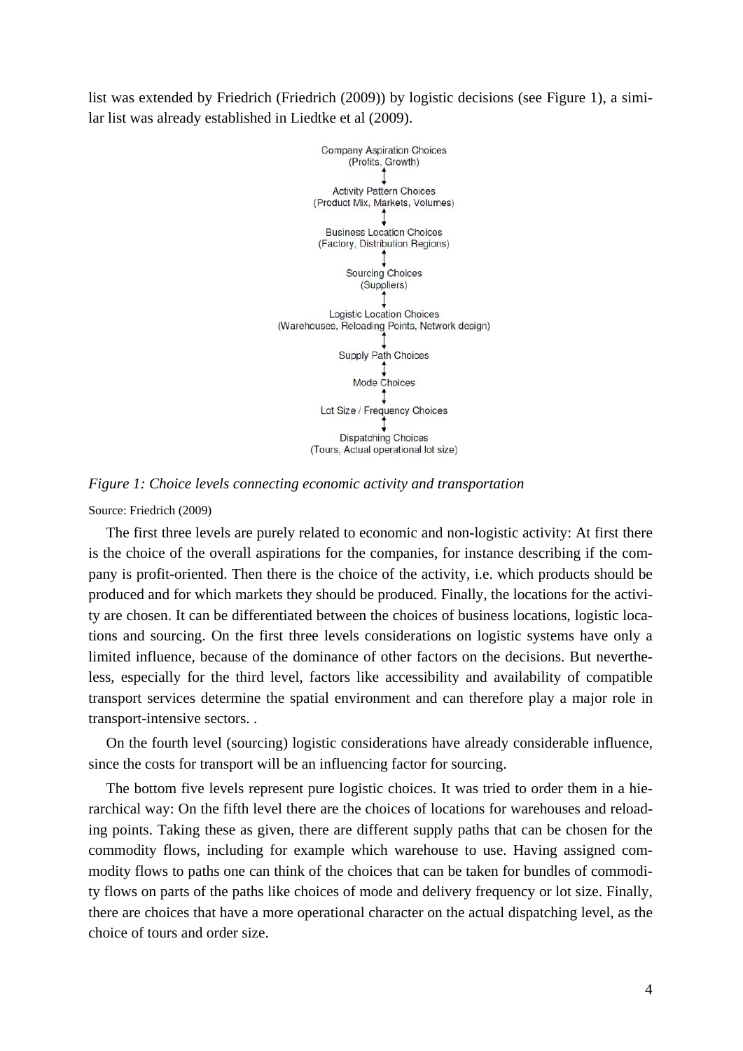list was extended by Friedrich (Friedrich (2009)) by logistic decisions (see Figure 1), a similar list was already established in Liedtke et al (2009).

Company Aspiration Choices
(Profits, Growth)
↕
Activity Pattern Choices
(Product Mix, Markets, Volumes)
↕
Business Location Choices
(Factory, Distribution Regions)
↕
Sourcing Choices
(Suppliers)
↕
Logistic Location Choices
(Warehouses, Reloading Points, Network design)
↕
Supply Path Choices
↕
Mode Choices
↕
Lot Size / Frequency Choices
↕
Dispatching Choices
(Tours, Actual operational lot size)

*Figure 1: Choice levels connecting economic activity and transportation*

Source: Friedrich (2009)

The first three levels are purely related to economic and non-logistic activity: At first there is the choice of the overall aspirations for the companies, for instance describing if the company is profit-oriented. Then there is the choice of the activity, i.e. which products should be produced and for which markets they should be produced. Finally, the locations for the activity are chosen. It can be differentiated between the choices of business locations, logistic locations and sourcing. On the first three levels considerations on logistic systems have only a limited influence, because of the dominance of other factors on the decisions. But nevertheless, especially for the third level, factors like accessibility and availability of compatible transport services determine the spatial environment and can therefore play a major role in transport-intensive sectors. .

On the fourth level (sourcing) logistic considerations have already considerable influence, since the costs for transport will be an influencing factor for sourcing.

The bottom five levels represent pure logistic choices. It was tried to order them in a hierarchical way: On the fifth level there are the choices of locations for warehouses and reloading points. Taking these as given, there are different supply paths that can be chosen for the commodity flows, including for example which warehouse to use. Having assigned commodity flows to paths one can think of the choices that can be taken for bundles of commodity flows on parts of the paths like choices of mode and delivery frequency or lot size. Finally, there are choices that have a more operational character on the actual dispatching level, as the choice of tours and order size.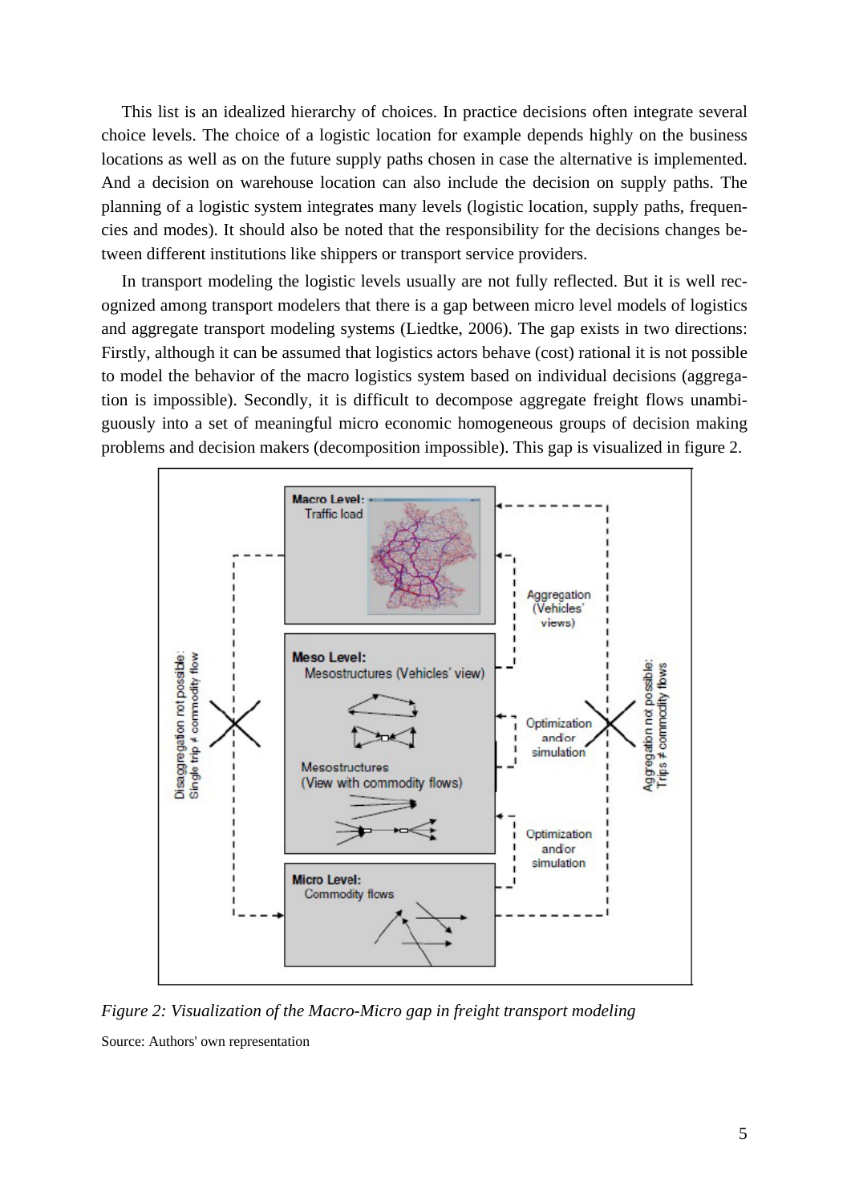This list is an idealized hierarchy of choices. In practice decisions often integrate several choice levels. The choice of a logistic location for example depends highly on the business locations as well as on the future supply paths chosen in case the alternative is implemented. And a decision on warehouse location can also include the decision on supply paths. The planning of a logistic system integrates many levels (logistic location, supply paths, frequencies and modes). It should also be noted that the responsibility for the decisions changes between different institutions like shippers or transport service providers.

In transport modeling the logistic levels usually are not fully reflected. But it is well recognized among transport modelers that there is a gap between micro level models of logistics and aggregate transport modeling systems (Liedtke, 2006). The gap exists in two directions: Firstly, although it can be assumed that logistics actors behave (cost) rational it is not possible to model the behavior of the macro logistics system based on individual decisions (aggregation is impossible). Secondly, it is difficult to decompose aggregate freight flows unambiguously into a set of meaningful micro economic homogeneous groups of decision making problems and decision makers (decomposition impossible). This gap is visualized in figure 2.

*Figure 2: Visualization of the Macro-Micro gap in freight transport modeling*

Source: Authors' own representation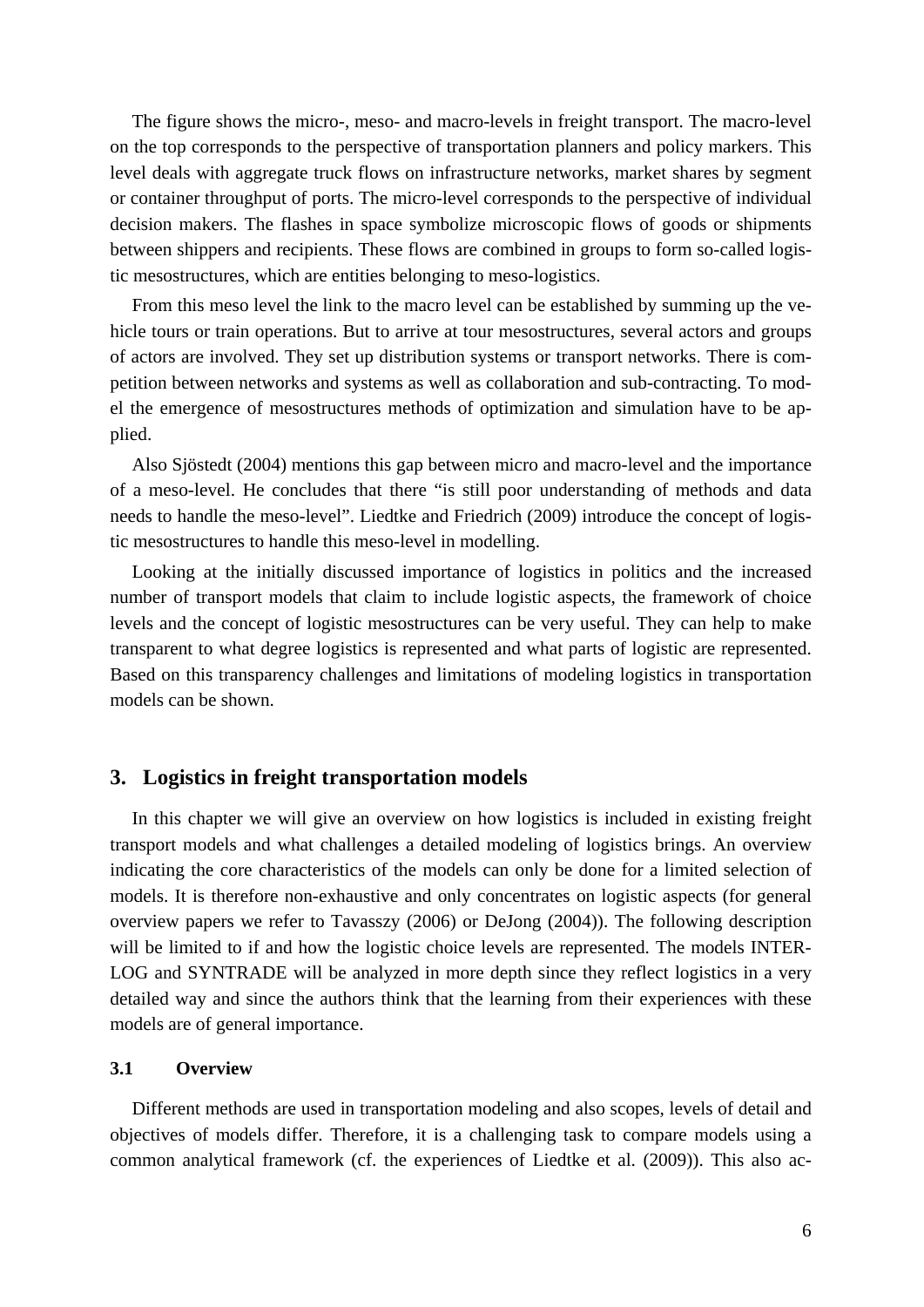The figure shows the micro-, meso- and macro-levels in freight transport. The macro-level on the top corresponds to the perspective of transportation planners and policy markers. This level deals with aggregate truck flows on infrastructure networks, market shares by segment or container throughput of ports. The micro-level corresponds to the perspective of individual decision makers. The flashes in space symbolize microscopic flows of goods or shipments between shippers and recipients. These flows are combined in groups to form so-called logistic mesostructures, which are entities belonging to meso-logistics.

From this meso level the link to the macro level can be established by summing up the vehicle tours or train operations. But to arrive at tour mesostructures, several actors and groups of actors are involved. They set up distribution systems or transport networks. There is competition between networks and systems as well as collaboration and sub-contracting. To model the emergence of mesostructures methods of optimization and simulation have to be applied.

Also Sjöstedt (2004) mentions this gap between micro and macro-level and the importance of a meso-level. He concludes that there "is still poor understanding of methods and data needs to handle the meso-level". Liedtke and Friedrich (2009) introduce the concept of logistic mesostructures to handle this meso-level in modelling.

Looking at the initially discussed importance of logistics in politics and the increased number of transport models that claim to include logistic aspects, the framework of choice levels and the concept of logistic mesostructures can be very useful. They can help to make transparent to what degree logistics is represented and what parts of logistic are represented. Based on this transparency challenges and limitations of modeling logistics in transportation models can be shown.

## 3. Logistics in freight transportation models

In this chapter we will give an overview on how logistics is included in existing freight transport models and what challenges a detailed modeling of logistics brings. An overview indicating the core characteristics of the models can only be done for a limited selection of models. It is therefore non-exhaustive and only concentrates on logistic aspects (for general overview papers we refer to Tavasszy (2006) or DeJong (2004)). The following description will be limited to if and how the logistic choice levels are represented. The models INTERLOG and SYNTRADE will be analyzed in more depth since they reflect logistics in a very detailed way and since the authors think that the learning from their experiences with these models are of general importance.

### 3.1 Overview

Different methods are used in transportation modeling and also scopes, levels of detail and objectives of models differ. Therefore, it is a challenging task to compare models using a common analytical framework (cf. the experiences of Liedtke et al. (2009)). This also ac-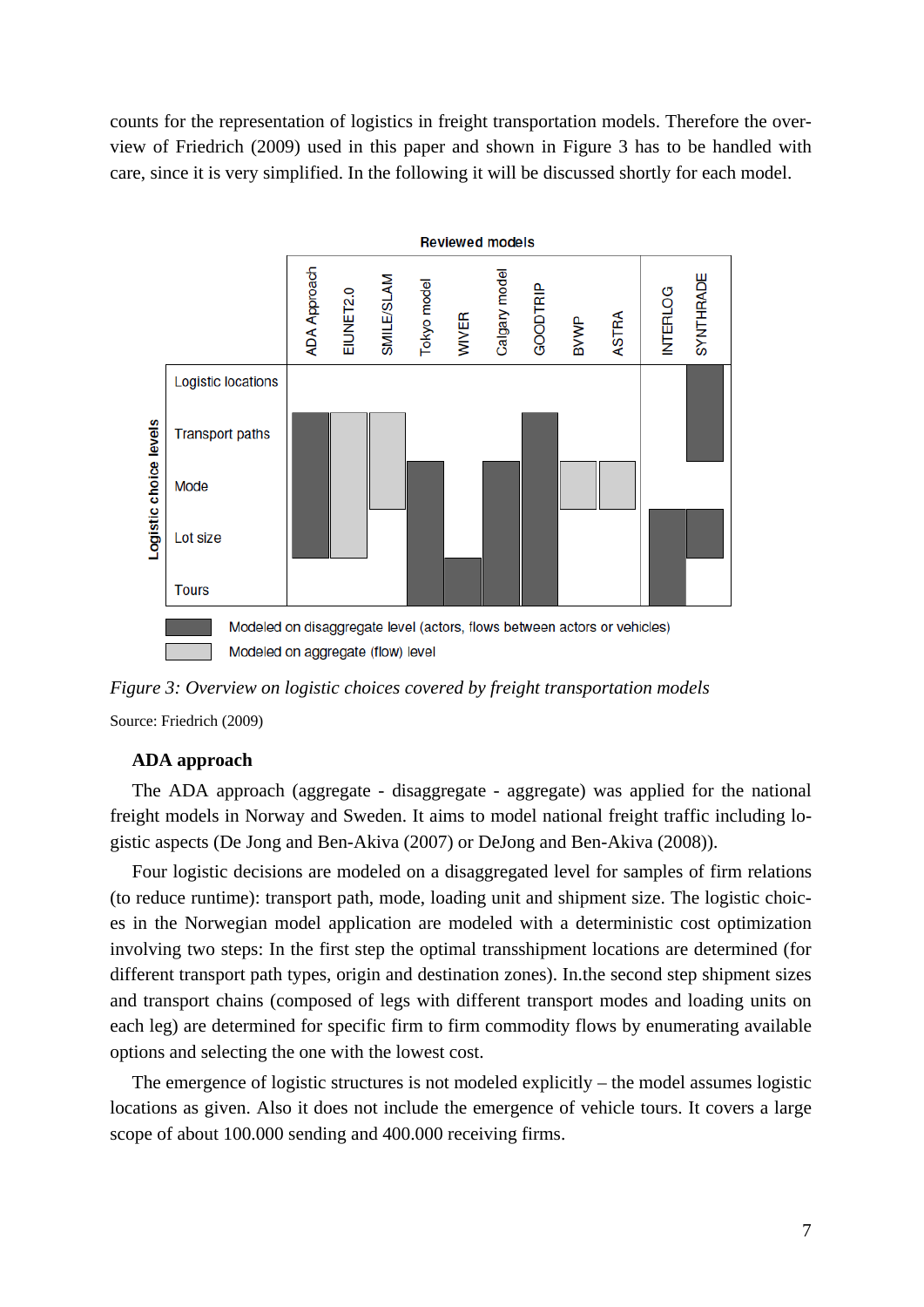counts for the representation of logistics in freight transportation models. Therefore the overview of Friedrich (2009) used in this paper and shown in Figure 3 has to be handled with care, since it is very simplified. In the following it will be discussed shortly for each model.

*Figure 3: Overview on logistic choices covered by freight transportation models*

Source: Friedrich (2009)

### ADA approach

The ADA approach (aggregate - disaggregate - aggregate) was applied for the national freight models in Norway and Sweden. It aims to model national freight traffic including logistic aspects (De Jong and Ben-Akiva (2007) or DeJong and Ben-Akiva (2008)).

Four logistic decisions are modeled on a disaggregated level for samples of firm relations (to reduce runtime): transport path, mode, loading unit and shipment size. The logistic choices in the Norwegian model application are modeled with a deterministic cost optimization involving two steps: In the first step the optimal transshipment locations are determined (for different transport path types, origin and destination zones). In.the second step shipment sizes and transport chains (composed of legs with different transport modes and loading units on each leg) are determined for specific firm to firm commodity flows by enumerating available options and selecting the one with the lowest cost.

The emergence of logistic structures is not modeled explicitly – the model assumes logistic locations as given. Also it does not include the emergence of vehicle tours. It covers a large scope of about 100.000 sending and 400.000 receiving firms.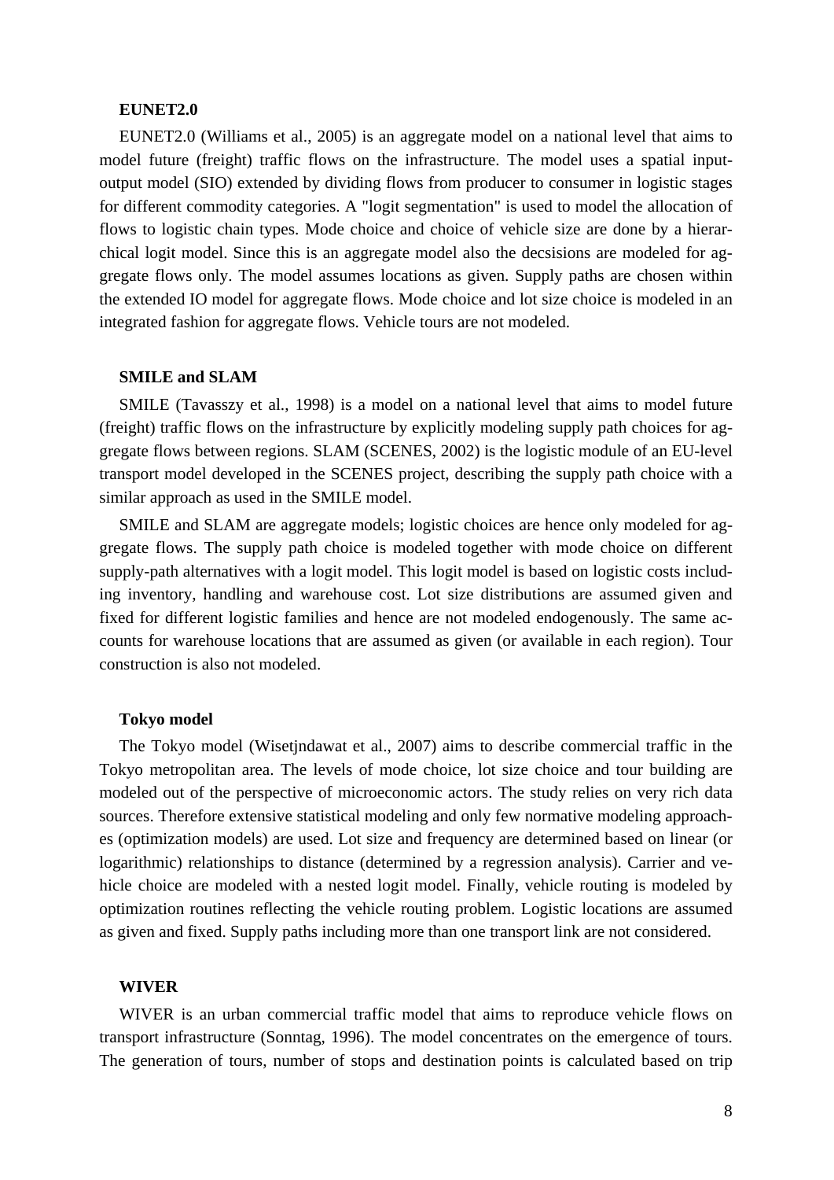### EUNET2.0

EUNET2.0 (Williams et al., 2005) is an aggregate model on a national level that aims to model future (freight) traffic flows on the infrastructure. The model uses a spatial input-output model (SIO) extended by dividing flows from producer to consumer in logistic stages for different commodity categories. A "logit segmentation" is used to model the allocation of flows to logistic chain types. Mode choice and choice of vehicle size are done by a hierarchical logit model. Since this is an aggregate model also the decsisions are modeled for aggregate flows only. The model assumes locations as given. Supply paths are chosen within the extended IO model for aggregate flows. Mode choice and lot size choice is modeled in an integrated fashion for aggregate flows. Vehicle tours are not modeled.

### SMILE and SLAM

SMILE (Tavasszy et al., 1998) is a model on a national level that aims to model future (freight) traffic flows on the infrastructure by explicitly modeling supply path choices for aggregate flows between regions. SLAM (SCENES, 2002) is the logistic module of an EU-level transport model developed in the SCENES project, describing the supply path choice with a similar approach as used in the SMILE model.

SMILE and SLAM are aggregate models; logistic choices are hence only modeled for aggregate flows. The supply path choice is modeled together with mode choice on different supply-path alternatives with a logit model. This logit model is based on logistic costs including inventory, handling and warehouse cost. Lot size distributions are assumed given and fixed for different logistic families and hence are not modeled endogenously. The same accounts for warehouse locations that are assumed as given (or available in each region). Tour construction is also not modeled.

### Tokyo model

The Tokyo model (Wisetjndawat et al., 2007) aims to describe commercial traffic in the Tokyo metropolitan area. The levels of mode choice, lot size choice and tour building are modeled out of the perspective of microeconomic actors. The study relies on very rich data sources. Therefore extensive statistical modeling and only few normative modeling approaches (optimization models) are used. Lot size and frequency are determined based on linear (or logarithmic) relationships to distance (determined by a regression analysis). Carrier and vehicle choice are modeled with a nested logit model. Finally, vehicle routing is modeled by optimization routines reflecting the vehicle routing problem. Logistic locations are assumed as given and fixed. Supply paths including more than one transport link are not considered.

### WIVER

WIVER is an urban commercial traffic model that aims to reproduce vehicle flows on transport infrastructure (Sonntag, 1996). The model concentrates on the emergence of tours. The generation of tours, number of stops and destination points is calculated based on trip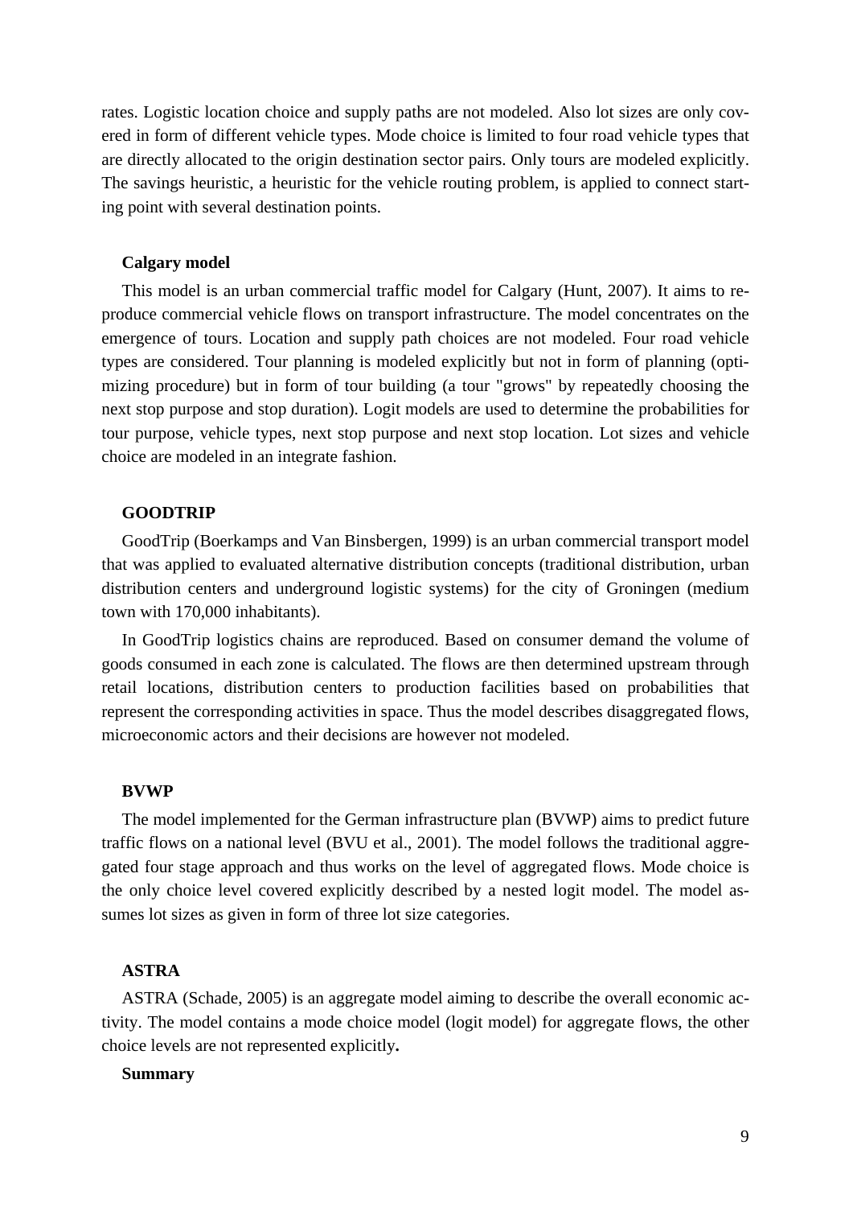rates. Logistic location choice and supply paths are not modeled. Also lot sizes are only covered in form of different vehicle types. Mode choice is limited to four road vehicle types that are directly allocated to the origin destination sector pairs. Only tours are modeled explicitly. The savings heuristic, a heuristic for the vehicle routing problem, is applied to connect starting point with several destination points.

**Calgary model**

This model is an urban commercial traffic model for Calgary (Hunt, 2007). It aims to reproduce commercial vehicle flows on transport infrastructure. The model concentrates on the emergence of tours. Location and supply path choices are not modeled. Four road vehicle types are considered. Tour planning is modeled explicitly but not in form of planning (optimizing procedure) but in form of tour building (a tour "grows" by repeatedly choosing the next stop purpose and stop duration). Logit models are used to determine the probabilities for tour purpose, vehicle types, next stop purpose and next stop location. Lot sizes and vehicle choice are modeled in an integrate fashion.

**GOODTRIP**

GoodTrip (Boerkamps and Van Binsbergen, 1999) is an urban commercial transport model that was applied to evaluated alternative distribution concepts (traditional distribution, urban distribution centers and underground logistic systems) for the city of Groningen (medium town with 170,000 inhabitants).

In GoodTrip logistics chains are reproduced. Based on consumer demand the volume of goods consumed in each zone is calculated. The flows are then determined upstream through retail locations, distribution centers to production facilities based on probabilities that represent the corresponding activities in space. Thus the model describes disaggregated flows, microeconomic actors and their decisions are however not modeled.

**BVWP**

The model implemented for the German infrastructure plan (BVWP) aims to predict future traffic flows on a national level (BVU et al., 2001). The model follows the traditional aggregated four stage approach and thus works on the level of aggregated flows. Mode choice is the only choice level covered explicitly described by a nested logit model. The model assumes lot sizes as given in form of three lot size categories.

**ASTRA**

ASTRA (Schade, 2005) is an aggregate model aiming to describe the overall economic activity. The model contains a mode choice model (logit model) for aggregate flows, the other choice levels are not represented explicitly**.**

**Summary**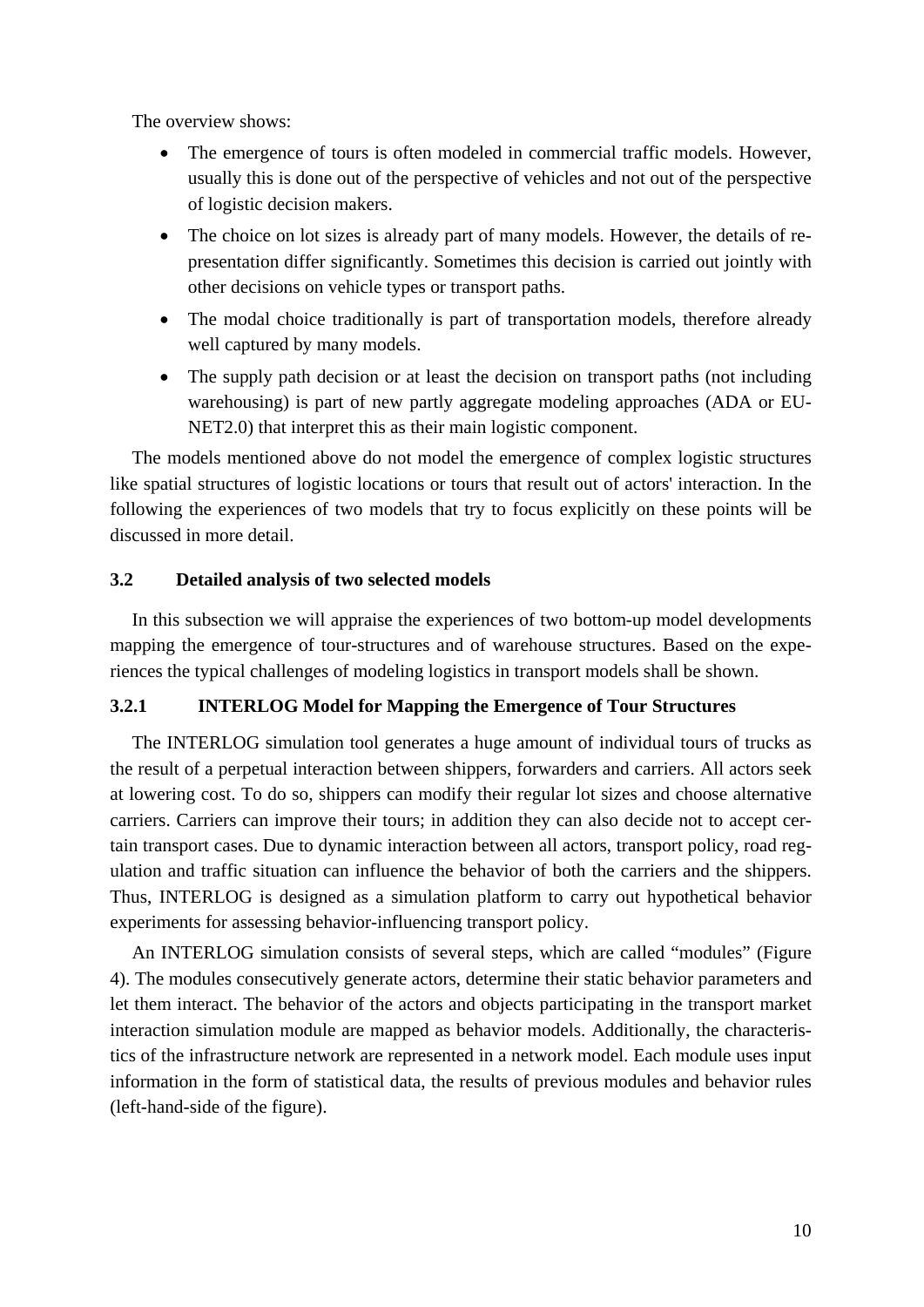The overview shows:

- The emergence of tours is often modeled in commercial traffic models. However, usually this is done out of the perspective of vehicles and not out of the perspective of logistic decision makers.
- The choice on lot sizes is already part of many models. However, the details of representation differ significantly. Sometimes this decision is carried out jointly with other decisions on vehicle types or transport paths.
- The modal choice traditionally is part of transportation models, therefore already well captured by many models.
- The supply path decision or at least the decision on transport paths (not including warehousing) is part of new partly aggregate modeling approaches (ADA or EU-NET2.0) that interpret this as their main logistic component.

The models mentioned above do not model the emergence of complex logistic structures like spatial structures of logistic locations or tours that result out of actors' interaction. In the following the experiences of two models that try to focus explicitly on these points will be discussed in more detail.

### 3.2 Detailed analysis of two selected models

In this subsection we will appraise the experiences of two bottom-up model developments mapping the emergence of tour-structures and of warehouse structures. Based on the experiences the typical challenges of modeling logistics in transport models shall be shown.

#### 3.2.1 INTERLOG Model for Mapping the Emergence of Tour Structures

The INTERLOG simulation tool generates a huge amount of individual tours of trucks as the result of a perpetual interaction between shippers, forwarders and carriers. All actors seek at lowering cost. To do so, shippers can modify their regular lot sizes and choose alternative carriers. Carriers can improve their tours; in addition they can also decide not to accept certain transport cases. Due to dynamic interaction between all actors, transport policy, road regulation and traffic situation can influence the behavior of both the carriers and the shippers. Thus, INTERLOG is designed as a simulation platform to carry out hypothetical behavior experiments for assessing behavior-influencing transport policy.

An INTERLOG simulation consists of several steps, which are called "modules" (Figure 4). The modules consecutively generate actors, determine their static behavior parameters and let them interact. The behavior of the actors and objects participating in the transport market interaction simulation module are mapped as behavior models. Additionally, the characteristics of the infrastructure network are represented in a network model. Each module uses input information in the form of statistical data, the results of previous modules and behavior rules (left-hand-side of the figure).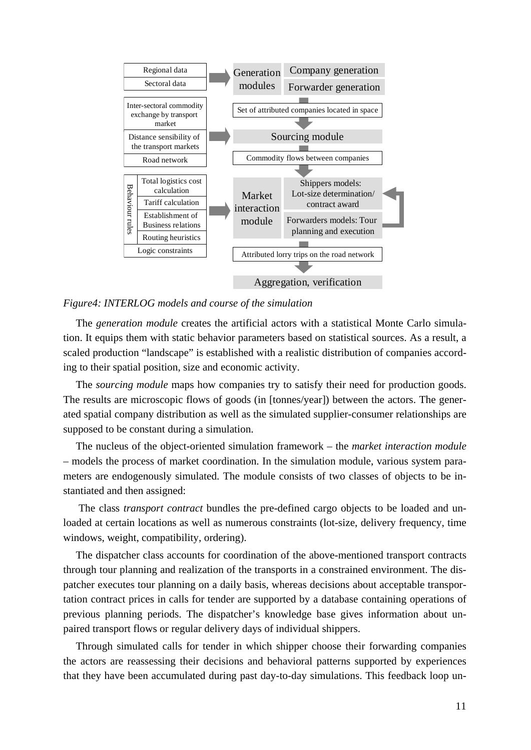*Figure4: INTERLOG models and course of the simulation*

The *generation module* creates the artificial actors with a statistical Monte Carlo simulation. It equips them with static behavior parameters based on statistical sources. As a result, a scaled production "landscape" is established with a realistic distribution of companies according to their spatial position, size and economic activity.

The *sourcing module* maps how companies try to satisfy their need for production goods. The results are microscopic flows of goods (in [tonnes/year]) between the actors. The generated spatial company distribution as well as the simulated supplier-consumer relationships are supposed to be constant during a simulation.

The nucleus of the object-oriented simulation framework – the *market interaction module* – models the process of market coordination. In the simulation module, various system parameters are endogenously simulated. The module consists of two classes of objects to be instantiated and then assigned:

The class *transport contract* bundles the pre-defined cargo objects to be loaded and unloaded at certain locations as well as numerous constraints (lot-size, delivery frequency, time windows, weight, compatibility, ordering).

The dispatcher class accounts for coordination of the above-mentioned transport contracts through tour planning and realization of the transports in a constrained environment. The dispatcher executes tour planning on a daily basis, whereas decisions about acceptable transportation contract prices in calls for tender are supported by a database containing operations of previous planning periods. The dispatcher's knowledge base gives information about unpaired transport flows or regular delivery days of individual shippers.

Through simulated calls for tender in which shipper choose their forwarding companies the actors are reassessing their decisions and behavioral patterns supported by experiences that they have been accumulated during past day-to-day simulations. This feedback loop un-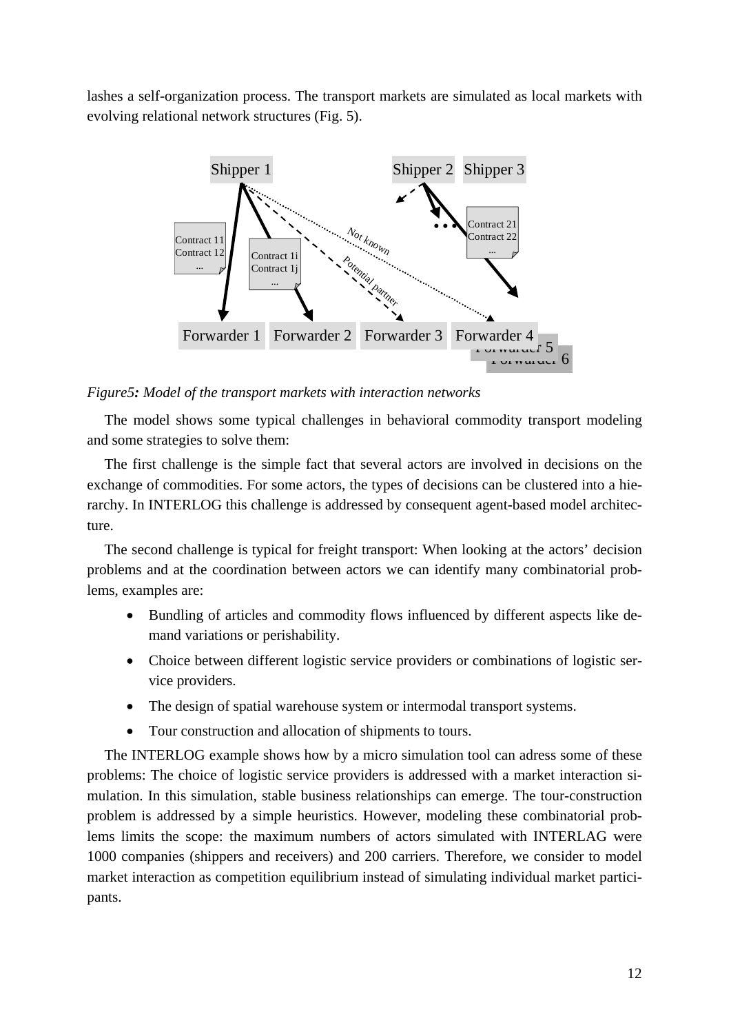lashes a self-organization process. The transport markets are simulated as local markets with evolving relational network structures (Fig. 5).

*Figure5: Model of the transport markets with interaction networks*

The model shows some typical challenges in behavioral commodity transport modeling and some strategies to solve them:

The first challenge is the simple fact that several actors are involved in decisions on the exchange of commodities. For some actors, the types of decisions can be clustered into a hierarchy. In INTERLOG this challenge is addressed by consequent agent-based model architecture.

The second challenge is typical for freight transport: When looking at the actors' decision problems and at the coordination between actors we can identify many combinatorial problems, examples are:

- Bundling of articles and commodity flows influenced by different aspects like demand variations or perishability.
- Choice between different logistic service providers or combinations of logistic service providers.
- The design of spatial warehouse system or intermodal transport systems.
- Tour construction and allocation of shipments to tours.

The INTERLOG example shows how by a micro simulation tool can adress some of these problems: The choice of logistic service providers is addressed with a market interaction simulation. In this simulation, stable business relationships can emerge. The tour-construction problem is addressed by a simple heuristics. However, modeling these combinatorial problems limits the scope: the maximum numbers of actors simulated with INTERLAG were 1000 companies (shippers and receivers) and 200 carriers. Therefore, we consider to model market interaction as competition equilibrium instead of simulating individual market participants.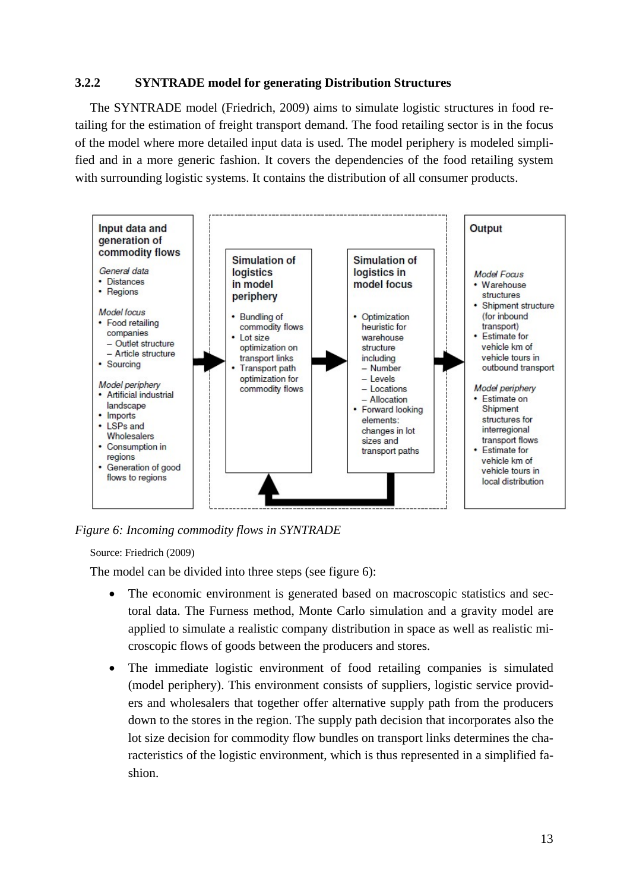### 3.2.2 SYNTRADE model for generating Distribution Structures

The SYNTRADE model (Friedrich, 2009) aims to simulate logistic structures in food retailing for the estimation of freight transport demand. The food retailing sector is in the focus of the model where more detailed input data is used. The model periphery is modeled simplified and in a more generic fashion. It covers the dependencies of the food retailing system with surrounding logistic systems. It contains the distribution of all consumer products.

**Input data and generation of commodity flows**

*General data*
- Distances
- Regions

*Model focus*
- Food retailing companies
  - Outlet structure
  - Article structure
- Sourcing

*Model periphery*
- Artificial industrial landscape
- Imports
- LSPs and Wholesalers
- Consumption in regions
- Generation of good flows to regions

**Simulation of logistics in model periphery**
- Bundling of commodity flows
- Lot size optimization on transport links
- Transport path optimization for commodity flows

**Simulation of logistics in model focus**
- Optimization heuristic for warehouse structure including
  - Number
  - Levels
  - Locations
  - Allocation
- Forward looking elements: changes in lot sizes and transport paths

**Output**

*Model Focus*
- Warehouse structures
- Shipment structure (for inbound transport)
- Estimate for vehicle km of vehicle tours in outbound transport

*Model periphery*
- Estimate on Shipment structures for interregional transport flows
- Estimate for vehicle km of vehicle tours in local distribution

*Figure 6: Incoming commodity flows in SYNTRADE*

Source: Friedrich (2009)

The model can be divided into three steps (see figure 6):

- The economic environment is generated based on macroscopic statistics and sectoral data. The Furness method, Monte Carlo simulation and a gravity model are applied to simulate a realistic company distribution in space as well as realistic microscopic flows of goods between the producers and stores.
- The immediate logistic environment of food retailing companies is simulated (model periphery). This environment consists of suppliers, logistic service providers and wholesalers that together offer alternative supply path from the producers down to the stores in the region. The supply path decision that incorporates also the lot size decision for commodity flow bundles on transport links determines the characteristics of the logistic environment, which is thus represented in a simplified fashion.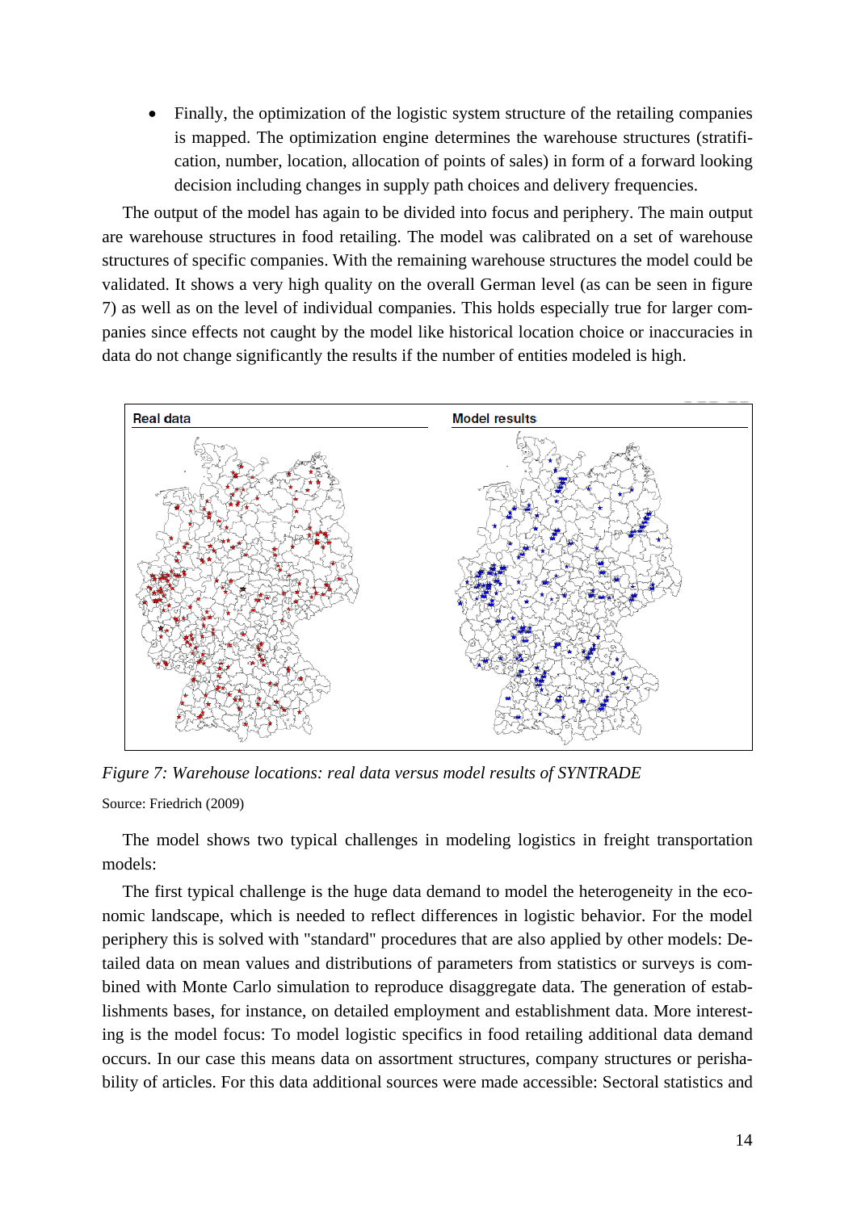- Finally, the optimization of the logistic system structure of the retailing companies is mapped. The optimization engine determines the warehouse structures (stratification, number, location, allocation of points of sales) in form of a forward looking decision including changes in supply path choices and delivery frequencies.

The output of the model has again to be divided into focus and periphery. The main output are warehouse structures in food retailing. The model was calibrated on a set of warehouse structures of specific companies. With the remaining warehouse structures the model could be validated. It shows a very high quality on the overall German level (as can be seen in figure 7) as well as on the level of individual companies. This holds especially true for larger companies since effects not caught by the model like historical location choice or inaccuracies in data do not change significantly the results if the number of entities modeled is high.

*Figure 7: Warehouse locations: real data versus model results of SYNTRADE*

Source: Friedrich (2009)

The model shows two typical challenges in modeling logistics in freight transportation models:

The first typical challenge is the huge data demand to model the heterogeneity in the economic landscape, which is needed to reflect differences in logistic behavior. For the model periphery this is solved with "standard" procedures that are also applied by other models: Detailed data on mean values and distributions of parameters from statistics or surveys is combined with Monte Carlo simulation to reproduce disaggregate data. The generation of establishments bases, for instance, on detailed employment and establishment data. More interesting is the model focus: To model logistic specifics in food retailing additional data demand occurs. In our case this means data on assortment structures, company structures or perishability of articles. For this data additional sources were made accessible: Sectoral statistics and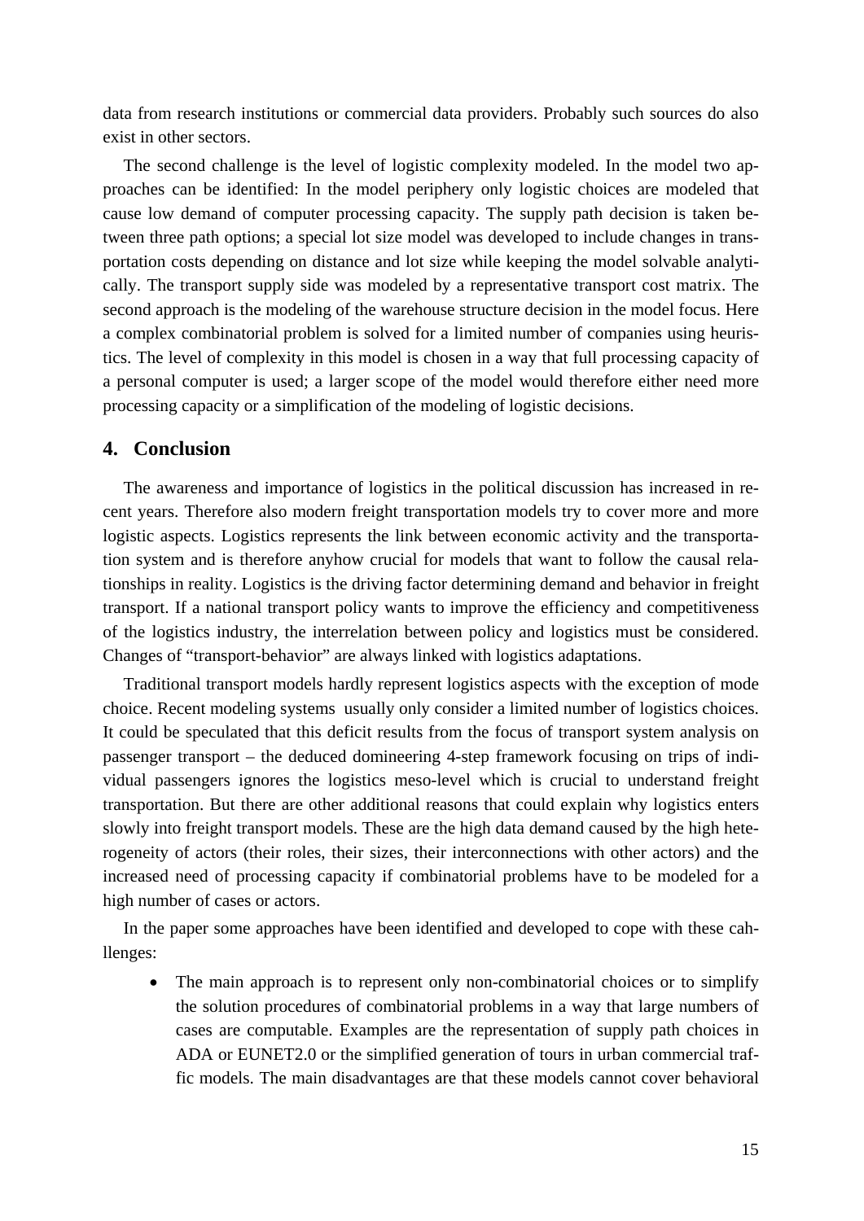data from research institutions or commercial data providers. Probably such sources do also exist in other sectors.

The second challenge is the level of logistic complexity modeled. In the model two approaches can be identified: In the model periphery only logistic choices are modeled that cause low demand of computer processing capacity. The supply path decision is taken between three path options; a special lot size model was developed to include changes in transportation costs depending on distance and lot size while keeping the model solvable analytically. The transport supply side was modeled by a representative transport cost matrix. The second approach is the modeling of the warehouse structure decision in the model focus. Here a complex combinatorial problem is solved for a limited number of companies using heuristics. The level of complexity in this model is chosen in a way that full processing capacity of a personal computer is used; a larger scope of the model would therefore either need more processing capacity or a simplification of the modeling of logistic decisions.

## 4. Conclusion

The awareness and importance of logistics in the political discussion has increased in recent years. Therefore also modern freight transportation models try to cover more and more logistic aspects. Logistics represents the link between economic activity and the transportation system and is therefore anyhow crucial for models that want to follow the causal relationships in reality. Logistics is the driving factor determining demand and behavior in freight transport. If a national transport policy wants to improve the efficiency and competitiveness of the logistics industry, the interrelation between policy and logistics must be considered. Changes of "transport-behavior" are always linked with logistics adaptations.

Traditional transport models hardly represent logistics aspects with the exception of mode choice. Recent modeling systems usually only consider a limited number of logistics choices. It could be speculated that this deficit results from the focus of transport system analysis on passenger transport – the deduced domineering 4-step framework focusing on trips of individual passengers ignores the logistics meso-level which is crucial to understand freight transportation. But there are other additional reasons that could explain why logistics enters slowly into freight transport models. These are the high data demand caused by the high heterogeneity of actors (their roles, their sizes, their interconnections with other actors) and the increased need of processing capacity if combinatorial problems have to be modeled for a high number of cases or actors.

In the paper some approaches have been identified and developed to cope with these cahllenges:

- The main approach is to represent only non-combinatorial choices or to simplify the solution procedures of combinatorial problems in a way that large numbers of cases are computable. Examples are the representation of supply path choices in ADA or EUNET2.0 or the simplified generation of tours in urban commercial traffic models. The main disadvantages are that these models cannot cover behavioral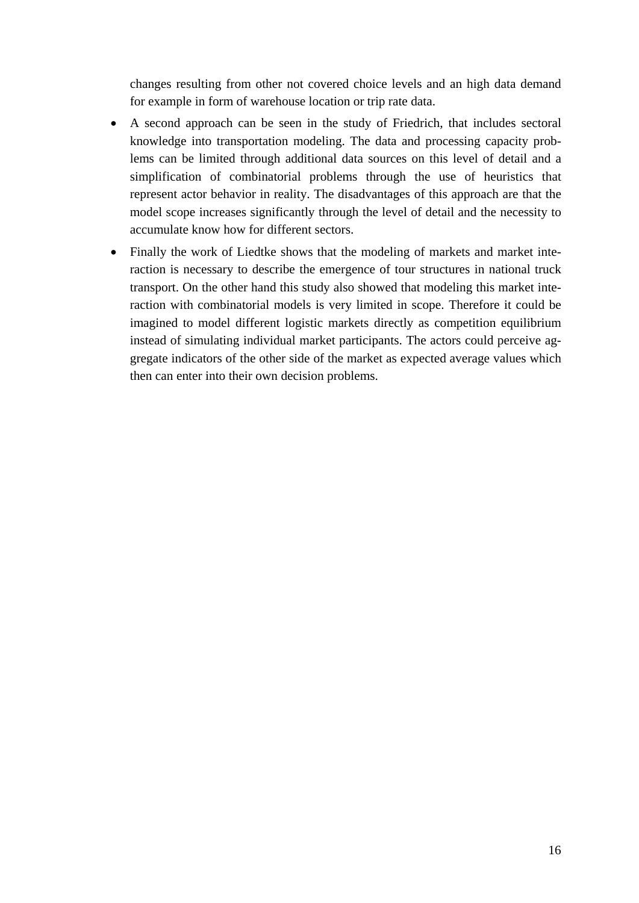changes resulting from other not covered choice levels and an high data demand for example in form of warehouse location or trip rate data.

- A second approach can be seen in the study of Friedrich, that includes sectoral knowledge into transportation modeling. The data and processing capacity problems can be limited through additional data sources on this level of detail and a simplification of combinatorial problems through the use of heuristics that represent actor behavior in reality. The disadvantages of this approach are that the model scope increases significantly through the level of detail and the necessity to accumulate know how for different sectors.
- Finally the work of Liedtke shows that the modeling of markets and market interaction is necessary to describe the emergence of tour structures in national truck transport. On the other hand this study also showed that modeling this market interaction with combinatorial models is very limited in scope. Therefore it could be imagined to model different logistic markets directly as competition equilibrium instead of simulating individual market participants. The actors could perceive aggregate indicators of the other side of the market as expected average values which then can enter into their own decision problems.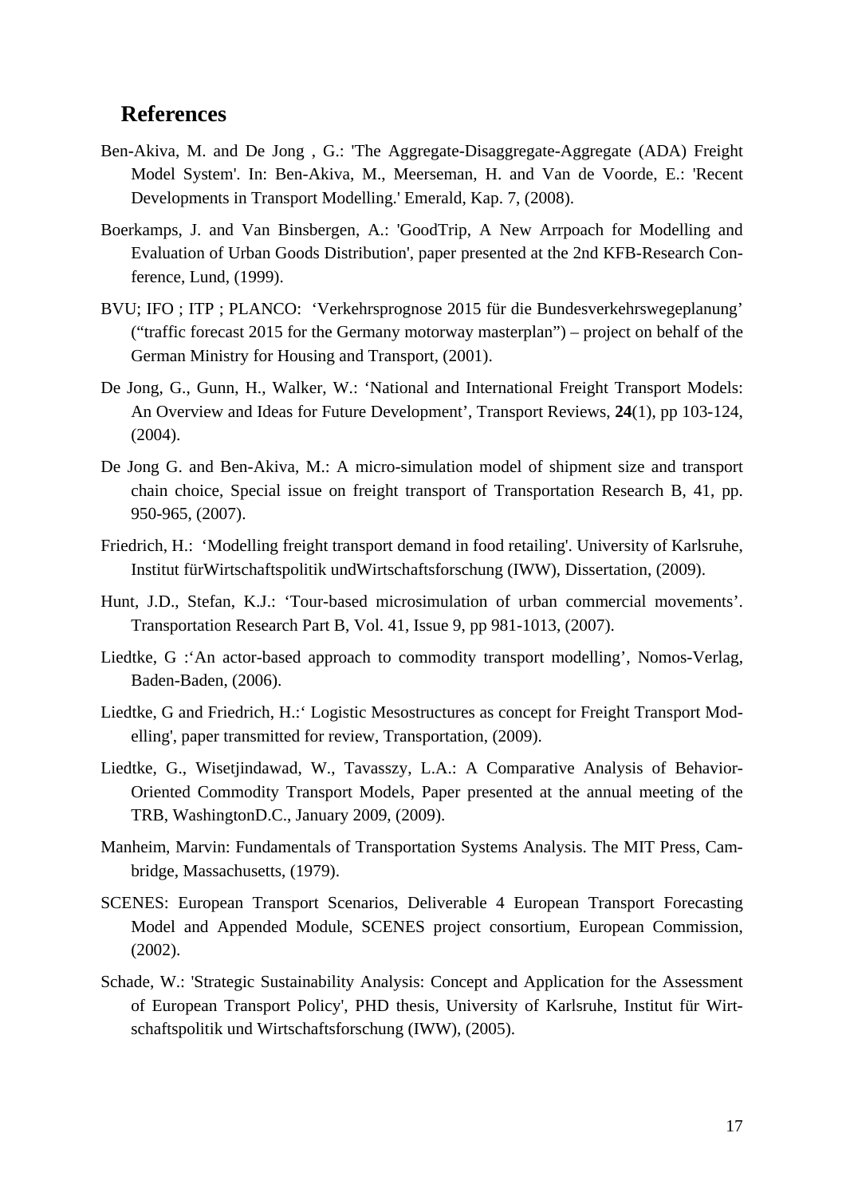## References

Ben-Akiva, M. and De Jong , G.: 'The Aggregate-Disaggregate-Aggregate (ADA) Freight Model System'. In: Ben-Akiva, M., Meerseman, H. and Van de Voorde, E.: 'Recent Developments in Transport Modelling.' Emerald, Kap. 7, (2008).

Boerkamps, J. and Van Binsbergen, A.: 'GoodTrip, A New Arrpoach for Modelling and Evaluation of Urban Goods Distribution', paper presented at the 2nd KFB-Research Conference, Lund, (1999).

BVU; IFO ; ITP ; PLANCO: 'Verkehrsprognose 2015 für die Bundesverkehrswegeplanung' ("traffic forecast 2015 for the Germany motorway masterplan") – project on behalf of the German Ministry for Housing and Transport, (2001).

De Jong, G., Gunn, H., Walker, W.: 'National and International Freight Transport Models: An Overview and Ideas for Future Development', Transport Reviews, **24**(1), pp 103-124, (2004).

De Jong G. and Ben-Akiva, M.: A micro-simulation model of shipment size and transport chain choice, Special issue on freight transport of Transportation Research B, 41, pp. 950-965, (2007).

Friedrich, H.: 'Modelling freight transport demand in food retailing'. University of Karlsruhe, Institut fürWirtschaftspolitik undWirtschaftsforschung (IWW), Dissertation, (2009).

Hunt, J.D., Stefan, K.J.: 'Tour-based microsimulation of urban commercial movements'. Transportation Research Part B, Vol. 41, Issue 9, pp 981-1013, (2007).

Liedtke, G :'An actor-based approach to commodity transport modelling', Nomos-Verlag, Baden-Baden, (2006).

Liedtke, G and Friedrich, H.:' Logistic Mesostructures as concept for Freight Transport Modelling', paper transmitted for review, Transportation, (2009).

Liedtke, G., Wisetjindawad, W., Tavasszy, L.A.: A Comparative Analysis of Behavior-Oriented Commodity Transport Models, Paper presented at the annual meeting of the TRB, WashingtonD.C., January 2009, (2009).

Manheim, Marvin: Fundamentals of Transportation Systems Analysis. The MIT Press, Cambridge, Massachusetts, (1979).

SCENES: European Transport Scenarios, Deliverable 4 European Transport Forecasting Model and Appended Module, SCENES project consortium, European Commission, (2002).

Schade, W.: 'Strategic Sustainability Analysis: Concept and Application for the Assessment of European Transport Policy', PHD thesis, University of Karlsruhe, Institut für Wirtschaftspolitik und Wirtschaftsforschung (IWW), (2005).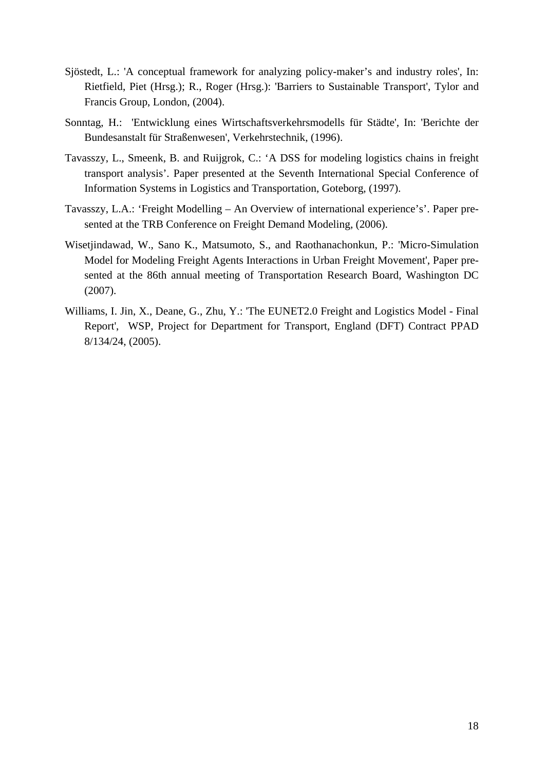Sjöstedt, L.: 'A conceptual framework for analyzing policy-maker's and industry roles', In: Rietfield, Piet (Hrsg.); R., Roger (Hrsg.): 'Barriers to Sustainable Transport', Tylor and Francis Group, London, (2004).

Sonntag, H.: 'Entwicklung eines Wirtschaftsverkehrsmodells für Städte', In: 'Berichte der Bundesanstalt für Straßenwesen', Verkehrstechnik, (1996).

Tavasszy, L., Smeenk, B. and Ruijgrok, C.: 'A DSS for modeling logistics chains in freight transport analysis'. Paper presented at the Seventh International Special Conference of Information Systems in Logistics and Transportation, Goteborg, (1997).

Tavasszy, L.A.: 'Freight Modelling – An Overview of international experience's'. Paper presented at the TRB Conference on Freight Demand Modeling, (2006).

Wisetjindawad, W., Sano K., Matsumoto, S., and Raothanachonkun, P.: 'Micro-Simulation Model for Modeling Freight Agents Interactions in Urban Freight Movement', Paper presented at the 86th annual meeting of Transportation Research Board, Washington DC (2007).

Williams, I. Jin, X., Deane, G., Zhu, Y.: 'The EUNET2.0 Freight and Logistics Model - Final Report', WSP, Project for Department for Transport, England (DFT) Contract PPAD 8/134/24, (2005).